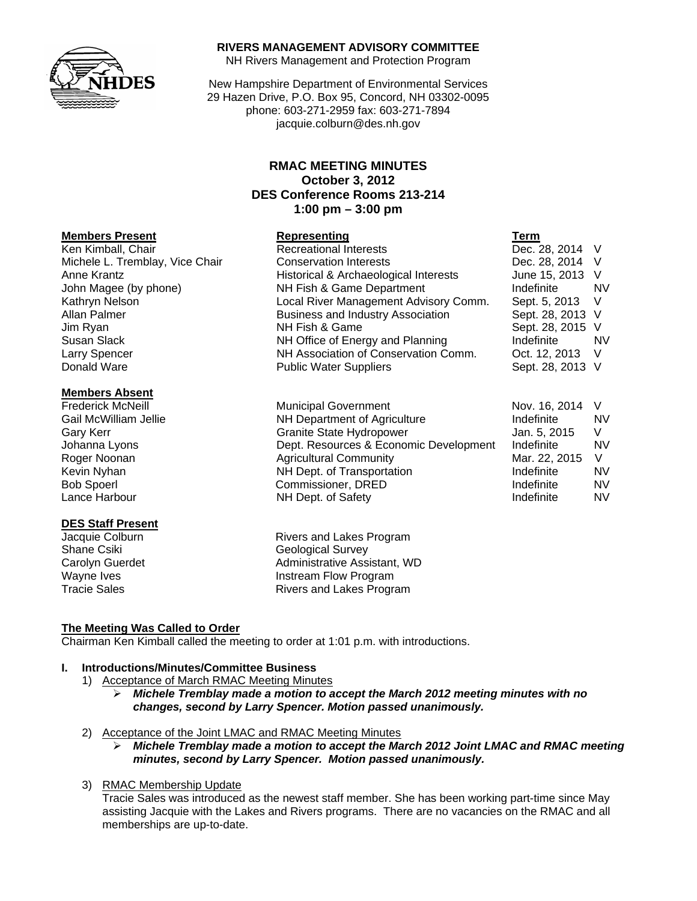**RIVERS MANAGEMENT ADVISORY COMMITTEE**
NH Rivers Management and Protection Program

New Hampshire Department of Environmental Services
29 Hazen Drive, P.O. Box 95, Concord, NH 03302-0095
phone: 603-271-2959 fax: 603-271-7894
jacquie.colburn@des.nh.gov

## RMAC MEETING MINUTES
**October 3, 2012**
**DES Conference Rooms 213-214**
**1:00 pm – 3:00 pm**

| **Members Present** | **Representing** | **Term** | |
|---|---|---|---|
| Ken Kimball, Chair | Recreational Interests | Dec. 28, 2014 | V |
| Michele L. Tremblay, Vice Chair | Conservation Interests | Dec. 28, 2014 | V |
| Anne Krantz | Historical & Archaeological Interests | June 15, 2013 | V |
| John Magee (by phone) | NH Fish & Game Department | Indefinite | NV |
| Kathryn Nelson | Local River Management Advisory Comm. | Sept. 5, 2013 | V |
| Allan Palmer | Business and Industry Association | Sept. 28, 2013 | V |
| Jim Ryan | NH Fish & Game | Sept. 28, 2015 | V |
| Susan Slack | NH Office of Energy and Planning | Indefinite | NV |
| Larry Spencer | NH Association of Conservation Comm. | Oct. 12, 2013 | V |
| Donald Ware | Public Water Suppliers | Sept. 28, 2013 | V |

| **Members Absent** | | | |
|---|---|---|---|
| Frederick McNeill | Municipal Government | Nov. 16, 2014 | V |
| Gail McWilliam Jellie | NH Department of Agriculture | Indefinite | NV |
| Gary Kerr | Granite State Hydropower | Jan. 5, 2015 | V |
| Johanna Lyons | Dept. Resources & Economic Development | Indefinite | NV |
| Roger Noonan | Agricultural Community | Mar. 22, 2015 | V |
| Kevin Nyhan | NH Dept. of Transportation | Indefinite | NV |
| Bob Spoerl | Commissioner, DRED | Indefinite | NV |
| Lance Harbour | NH Dept. of Safety | Indefinite | NV |

| **DES Staff Present** | |
|---|---|
| Jacquie Colburn | Rivers and Lakes Program |
| Shane Csiki | Geological Survey |
| Carolyn Guerdet | Administrative Assistant, WD |
| Wayne Ives | Instream Flow Program |
| Tracie Sales | Rivers and Lakes Program |

**The Meeting Was Called to Order**
Chairman Ken Kimball called the meeting to order at 1:01 p.m. with introductions.

**I. Introductions/Minutes/Committee Business**

1) Acceptance of March RMAC Meeting Minutes
   - ***Michele Tremblay made a motion to accept the March 2012 meeting minutes with no changes, second by Larry Spencer. Motion passed unanimously.***

2) Acceptance of the Joint LMAC and RMAC Meeting Minutes
   - ***Michele Tremblay made a motion to accept the March 2012 Joint LMAC and RMAC meeting minutes, second by Larry Spencer. Motion passed unanimously.***

3) RMAC Membership Update
   Tracie Sales was introduced as the newest staff member. She has been working part-time since May assisting Jacquie with the Lakes and Rivers programs. There are no vacancies on the RMAC and all memberships are up-to-date.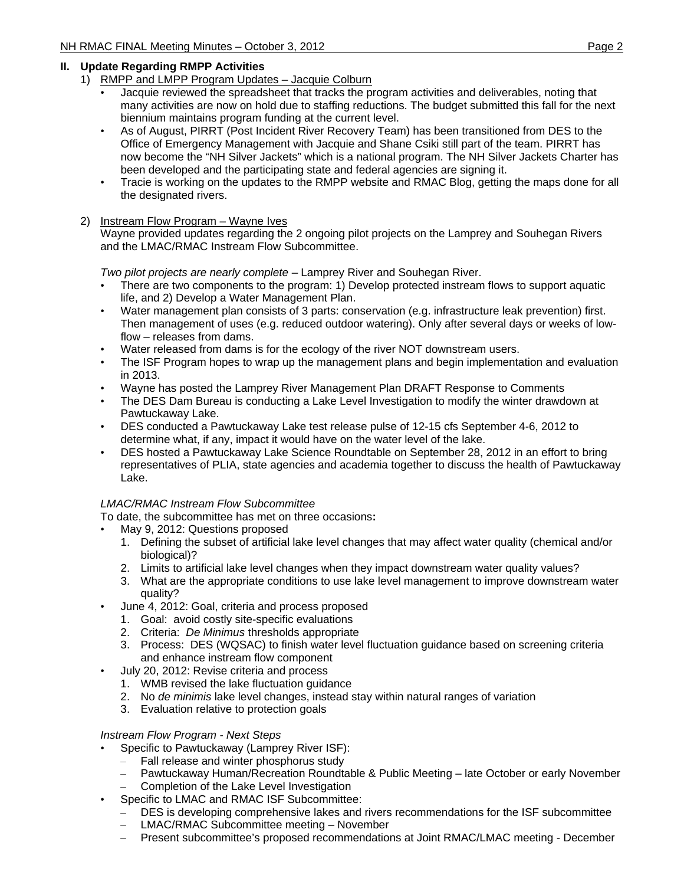## II. Update Regarding RMPP Activities

1) RMPP and LMPP Program Updates – Jacquie Colburn
   - Jacquie reviewed the spreadsheet that tracks the program activities and deliverables, noting that many activities are now on hold due to staffing reductions. The budget submitted this fall for the next biennium maintains program funding at the current level.
   - As of August, PIRRT (Post Incident River Recovery Team) has been transitioned from DES to the Office of Emergency Management with Jacquie and Shane Csiki still part of the team. PIRRT has now become the "NH Silver Jackets" which is a national program. The NH Silver Jackets Charter has been developed and the participating state and federal agencies are signing it.
   - Tracie is working on the updates to the RMPP website and RMAC Blog, getting the maps done for all the designated rivers.

2) Instream Flow Program – Wayne Ives

   Wayne provided updates regarding the 2 ongoing pilot projects on the Lamprey and Souhegan Rivers and the LMAC/RMAC Instream Flow Subcommittee.

   *Two pilot projects are nearly complete* – Lamprey River and Souhegan River.
   - There are two components to the program: 1) Develop protected instream flows to support aquatic life, and 2) Develop a Water Management Plan.
   - Water management plan consists of 3 parts: conservation (e.g. infrastructure leak prevention) first. Then management of uses (e.g. reduced outdoor watering). Only after several days or weeks of low-flow – releases from dams.
   - Water released from dams is for the ecology of the river NOT downstream users.
   - The ISF Program hopes to wrap up the management plans and begin implementation and evaluation in 2013.
   - Wayne has posted the Lamprey River Management Plan DRAFT Response to Comments
   - The DES Dam Bureau is conducting a Lake Level Investigation to modify the winter drawdown at Pawtuckaway Lake.
   - DES conducted a Pawtuckaway Lake test release pulse of 12-15 cfs September 4-6, 2012 to determine what, if any, impact it would have on the water level of the lake.
   - DES hosted a Pawtuckaway Lake Science Roundtable on September 28, 2012 in an effort to bring representatives of PLIA, state agencies and academia together to discuss the health of Pawtuckaway Lake.

   *LMAC/RMAC Instream Flow Subcommittee*

   To date, the subcommittee has met on three occasions**:**
   - May 9, 2012: Questions proposed
     1. Defining the subset of artificial lake level changes that may affect water quality (chemical and/or biological)?
     2. Limits to artificial lake level changes when they impact downstream water quality values?
     3. What are the appropriate conditions to use lake level management to improve downstream water quality?
   - June 4, 2012: Goal, criteria and process proposed
     1. Goal: avoid costly site-specific evaluations
     2. Criteria: *De Minimus* thresholds appropriate
     3. Process: DES (WQSAC) to finish water level fluctuation guidance based on screening criteria and enhance instream flow component
   - July 20, 2012: Revise criteria and process
     1. WMB revised the lake fluctuation guidance
     2. No *de minimis* lake level changes, instead stay within natural ranges of variation
     3. Evaluation relative to protection goals

   *Instream Flow Program - Next Steps*
   - Specific to Pawtuckaway (Lamprey River ISF):
     - Fall release and winter phosphorus study
     - Pawtuckaway Human/Recreation Roundtable & Public Meeting – late October or early November
     - Completion of the Lake Level Investigation
   - Specific to LMAC and RMAC ISF Subcommittee:
     - DES is developing comprehensive lakes and rivers recommendations for the ISF subcommittee
     - LMAC/RMAC Subcommittee meeting – November
     - Present subcommittee's proposed recommendations at Joint RMAC/LMAC meeting - December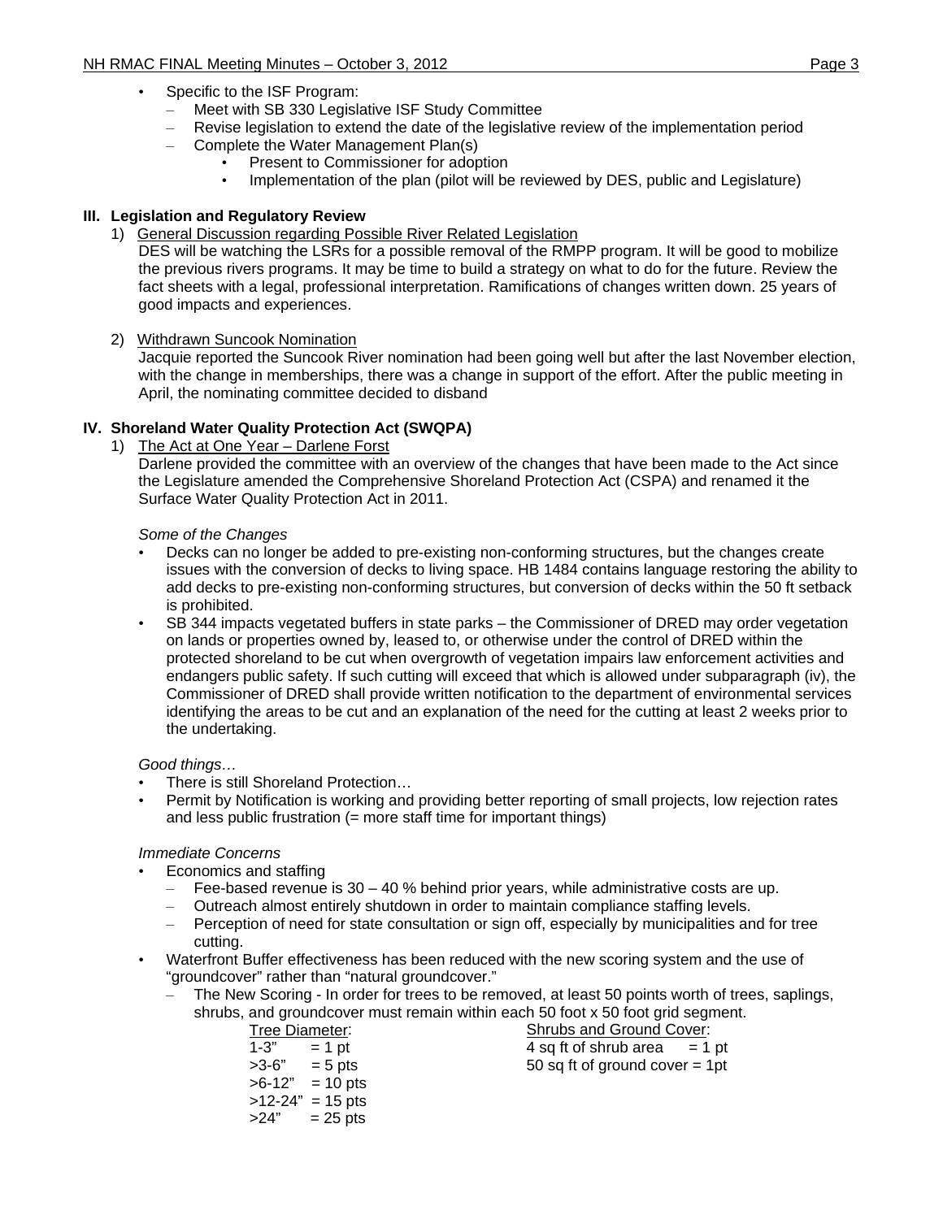- Specific to the ISF Program:
  - Meet with SB 330 Legislative ISF Study Committee
  - Revise legislation to extend the date of the legislative review of the implementation period
  - Complete the Water Management Plan(s)
    - Present to Commissioner for adoption
    - Implementation of the plan (pilot will be reviewed by DES, public and Legislature)

## III. Legislation and Regulatory Review

1) General Discussion regarding Possible River Related Legislation

DES will be watching the LSRs for a possible removal of the RMPP program. It will be good to mobilize the previous rivers programs. It may be time to build a strategy on what to do for the future. Review the fact sheets with a legal, professional interpretation. Ramifications of changes written down. 25 years of good impacts and experiences.

2) Withdrawn Suncook Nomination

Jacquie reported the Suncook River nomination had been going well but after the last November election, with the change in memberships, there was a change in support of the effort. After the public meeting in April, the nominating committee decided to disband

## IV. Shoreland Water Quality Protection Act (SWQPA)

1) The Act at One Year – Darlene Forst

Darlene provided the committee with an overview of the changes that have been made to the Act since the Legislature amended the Comprehensive Shoreland Protection Act (CSPA) and renamed it the Surface Water Quality Protection Act in 2011.

*Some of the Changes*

- Decks can no longer be added to pre-existing non-conforming structures, but the changes create issues with the conversion of decks to living space. HB 1484 contains language restoring the ability to add decks to pre-existing non-conforming structures, but conversion of decks within the 50 ft setback is prohibited.
- SB 344 impacts vegetated buffers in state parks – the Commissioner of DRED may order vegetation on lands or properties owned by, leased to, or otherwise under the control of DRED within the protected shoreland to be cut when overgrowth of vegetation impairs law enforcement activities and endangers public safety. If such cutting will exceed that which is allowed under subparagraph (iv), the Commissioner of DRED shall provide written notification to the department of environmental services identifying the areas to be cut and an explanation of the need for the cutting at least 2 weeks prior to the undertaking.

*Good things…*

- There is still Shoreland Protection…
- Permit by Notification is working and providing better reporting of small projects, low rejection rates and less public frustration (= more staff time for important things)

*Immediate Concerns*

- Economics and staffing
  - Fee-based revenue is 30 – 40 % behind prior years, while administrative costs are up.
  - Outreach almost entirely shutdown in order to maintain compliance staffing levels.
  - Perception of need for state consultation or sign off, especially by municipalities and for tree cutting.
- Waterfront Buffer effectiveness has been reduced with the new scoring system and the use of "groundcover" rather than "natural groundcover."
  - The New Scoring - In order for trees to be removed, at least 50 points worth of trees, saplings, shrubs, and groundcover must remain within each 50 foot x 50 foot grid segment.

| Tree Diameter: | | Shrubs and Ground Cover: | |
|---|---|---|---|
| 1-3" | = 1 pt | 4 sq ft of shrub area | = 1 pt |
| >3-6" | = 5 pts | 50 sq ft of ground cover | = 1pt |
| >6-12" | = 10 pts | | |
| >12-24" | = 15 pts | | |
| >24" | = 25 pts | | |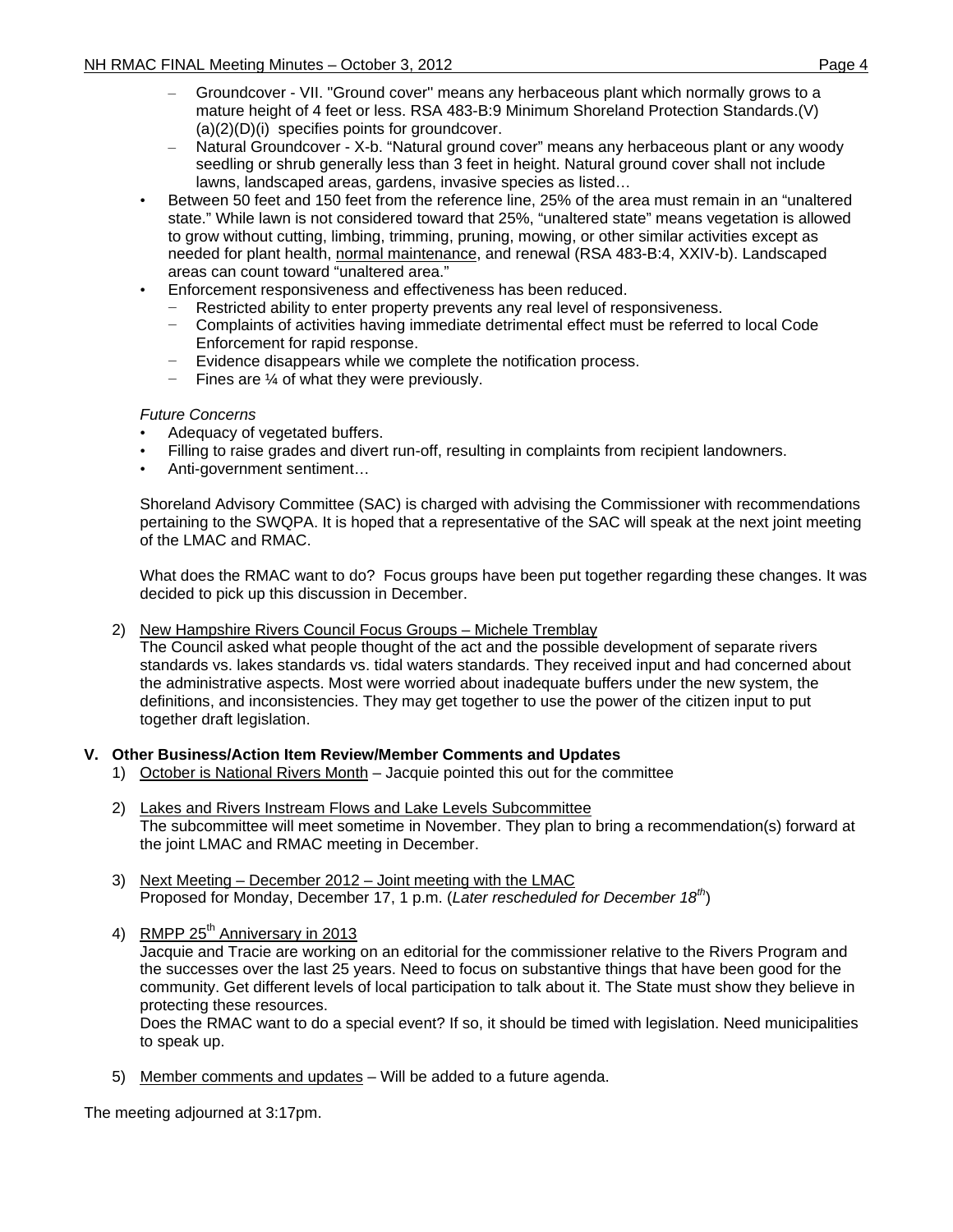- Groundcover - VII. "Ground cover" means any herbaceous plant which normally grows to a mature height of 4 feet or less. RSA 483-B:9 Minimum Shoreland Protection Standards.(V)(a)(2)(D)(i) specifies points for groundcover.
  - Natural Groundcover - X-b. "Natural ground cover" means any herbaceous plant or any woody seedling or shrub generally less than 3 feet in height. Natural ground cover shall not include lawns, landscaped areas, gardens, invasive species as listed…
- Between 50 feet and 150 feet from the reference line, 25% of the area must remain in an "unaltered state." While lawn is not considered toward that 25%, "unaltered state" means vegetation is allowed to grow without cutting, limbing, trimming, pruning, mowing, or other similar activities except as needed for plant health, <u>normal maintenance</u>, and renewal (RSA 483-B:4, XXIV-b). Landscaped areas can count toward "unaltered area."
- Enforcement responsiveness and effectiveness has been reduced.
  - Restricted ability to enter property prevents any real level of responsiveness.
  - Complaints of activities having immediate detrimental effect must be referred to local Code Enforcement for rapid response.
  - Evidence disappears while we complete the notification process.
  - Fines are ¼ of what they were previously.

*Future Concerns*

- Adequacy of vegetated buffers.
- Filling to raise grades and divert run-off, resulting in complaints from recipient landowners.
- Anti-government sentiment…

Shoreland Advisory Committee (SAC) is charged with advising the Commissioner with recommendations pertaining to the SWQPA. It is hoped that a representative of the SAC will speak at the next joint meeting of the LMAC and RMAC.

What does the RMAC want to do? Focus groups have been put together regarding these changes. It was decided to pick up this discussion in December.

2) <u>New Hampshire Rivers Council Focus Groups – Michele Tremblay</u>
The Council asked what people thought of the act and the possible development of separate rivers standards vs. lakes standards vs. tidal waters standards. They received input and had concerned about the administrative aspects. Most were worried about inadequate buffers under the new system, the definitions, and inconsistencies. They may get together to use the power of the citizen input to put together draft legislation.

**V. Other Business/Action Item Review/Member Comments and Updates**

1) <u>October is National Rivers Month</u> – Jacquie pointed this out for the committee

2) <u>Lakes and Rivers Instream Flows and Lake Levels Subcommittee</u>
The subcommittee will meet sometime in November. They plan to bring a recommendation(s) forward at the joint LMAC and RMAC meeting in December.

3) <u>Next Meeting – December 2012 – Joint meeting with the LMAC</u>
Proposed for Monday, December 17, 1 p.m. (*Later rescheduled for December 18th*)

4) <u>RMPP 25th Anniversary in 2013</u>
Jacquie and Tracie are working on an editorial for the commissioner relative to the Rivers Program and the successes over the last 25 years. Need to focus on substantive things that have been good for the community. Get different levels of local participation to talk about it. The State must show they believe in protecting these resources.
Does the RMAC want to do a special event? If so, it should be timed with legislation. Need municipalities to speak up.

5) <u>Member comments and updates</u> – Will be added to a future agenda.

The meeting adjourned at 3:17pm.